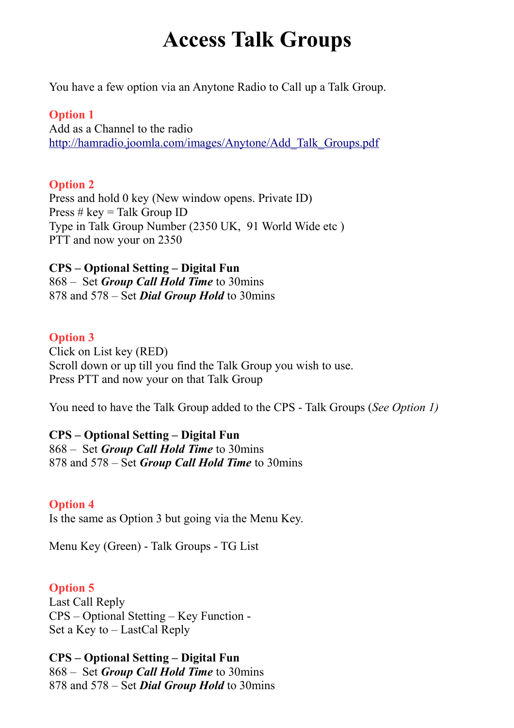# Access Talk Groups

You have a few option via an Anytone Radio to Call up a Talk Group.

**Option 1**
Add as a Channel to the radio
[http://hamradio.joomla.com/images/Anytone/Add_Talk_Groups.pdf](http://hamradio.joomla.com/images/Anytone/Add_Talk_Groups.pdf)

**Option 2**
Press and hold 0 key (New window opens. Private ID)
Press # key = Talk Group ID
Type in Talk Group Number (2350 UK,  91 World Wide etc )
PTT and now your on 2350

**CPS – Optional Setting – Digital Fun**
868 –  Set ***Group Call Hold Time*** to 30mins
878 and 578 – Set ***Dial Group Hold*** to 30mins

**Option 3**
Click on List key (RED)
Scroll down or up till you find the Talk Group you wish to use.
Press PTT and now your on that Talk Group

You need to have the Talk Group added to the CPS - Talk Groups (*See Option 1)*

**CPS – Optional Setting – Digital Fun**
868 –  Set ***Group Call Hold Time*** to 30mins
878 and 578 – Set ***Group Call Hold Time*** to 30mins

**Option 4**
Is the same as Option 3 but going via the Menu Key.

Menu Key (Green) - Talk Groups - TG List

**Option 5**
Last Call Reply
CPS – Optional Stetting – Key Function -
Set a Key to – LastCal Reply

**CPS – Optional Setting – Digital Fun**
868 –  Set ***Group Call Hold Time*** to 30mins
878 and 578 – Set ***Dial Group Hold*** to 30mins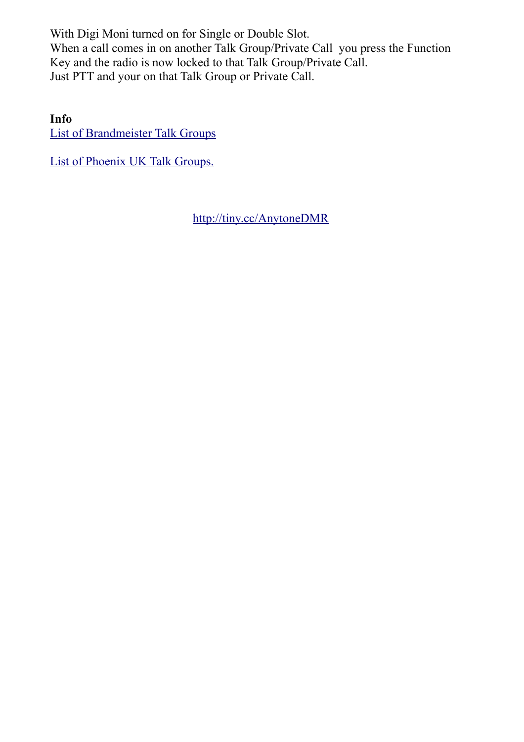With Digi Moni turned on for Single or Double Slot.
When a call comes in on another Talk Group/Private Call you press the Function Key and the radio is now locked to that Talk Group/Private Call.
Just PTT and your on that Talk Group or Private Call.

**Info**

List of Brandmeister Talk Groups

List of Phoenix UK Talk Groups.

http://tiny.cc/AnytoneDMR